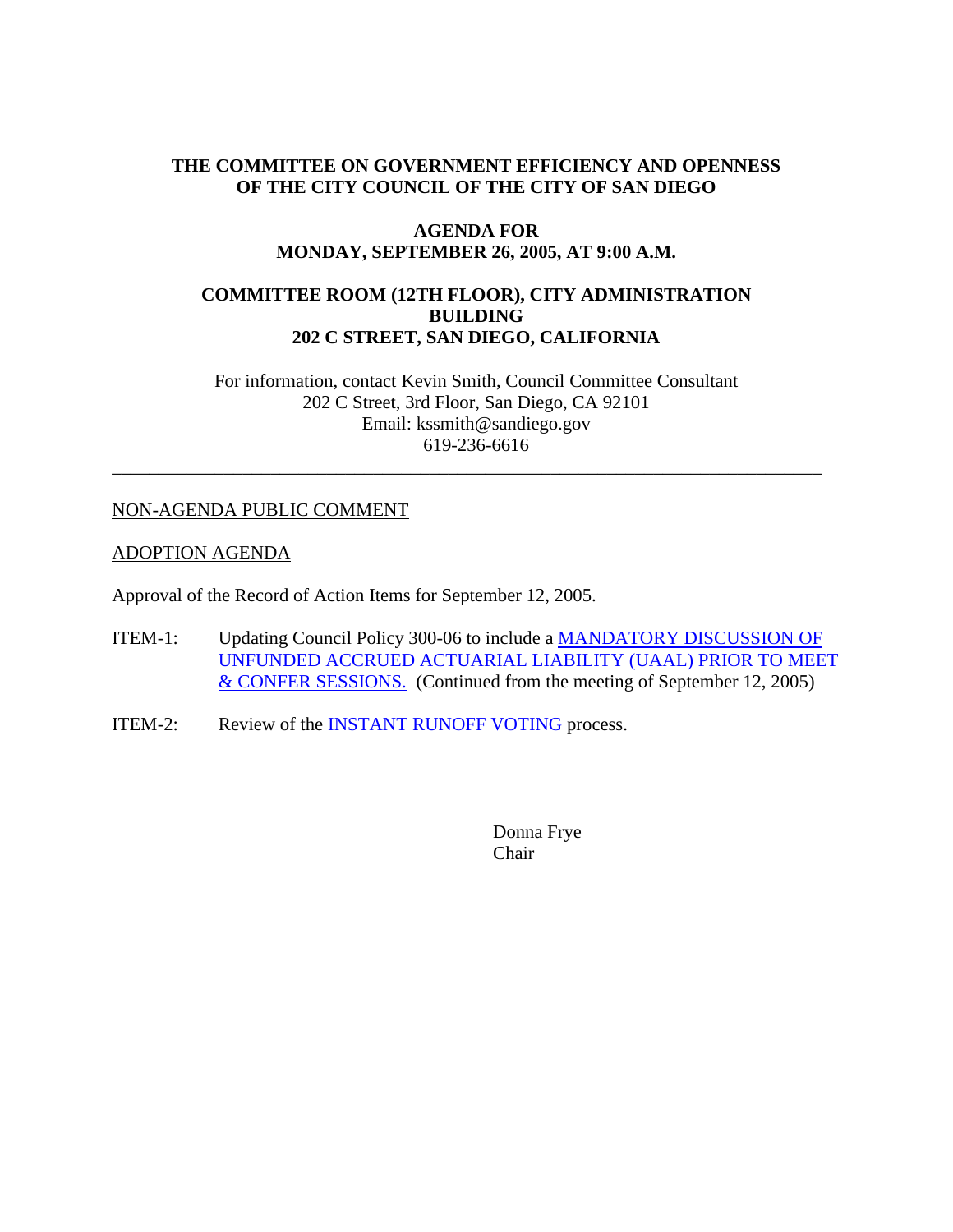**THE COMMITTEE ON GOVERNMENT EFFICIENCY AND OPENNESS OF THE CITY COUNCIL OF THE CITY OF SAN DIEGO**

**AGENDA FOR MONDAY, SEPTEMBER 26, 2005, AT 9:00 A.M.**

**COMMITTEE ROOM (12TH FLOOR), CITY ADMINISTRATION BUILDING 202 C STREET, SAN DIEGO, CALIFORNIA**

For information, contact Kevin Smith, Council Committee Consultant
202 C Street, 3rd Floor, San Diego, CA 92101
Email: kssmith@sandiego.gov
619-236-6616

---

NON-AGENDA PUBLIC COMMENT

ADOPTION AGENDA

Approval of the Record of Action Items for September 12, 2005.

ITEM-1: Updating Council Policy 300-06 to include a MANDATORY DISCUSSION OF UNFUNDED ACCRUED ACTUARIAL LIABILITY (UAAL) PRIOR TO MEET & CONFER SESSIONS. (Continued from the meeting of September 12, 2005)

ITEM-2: Review of the INSTANT RUNOFF VOTING process.

Donna Frye
Chair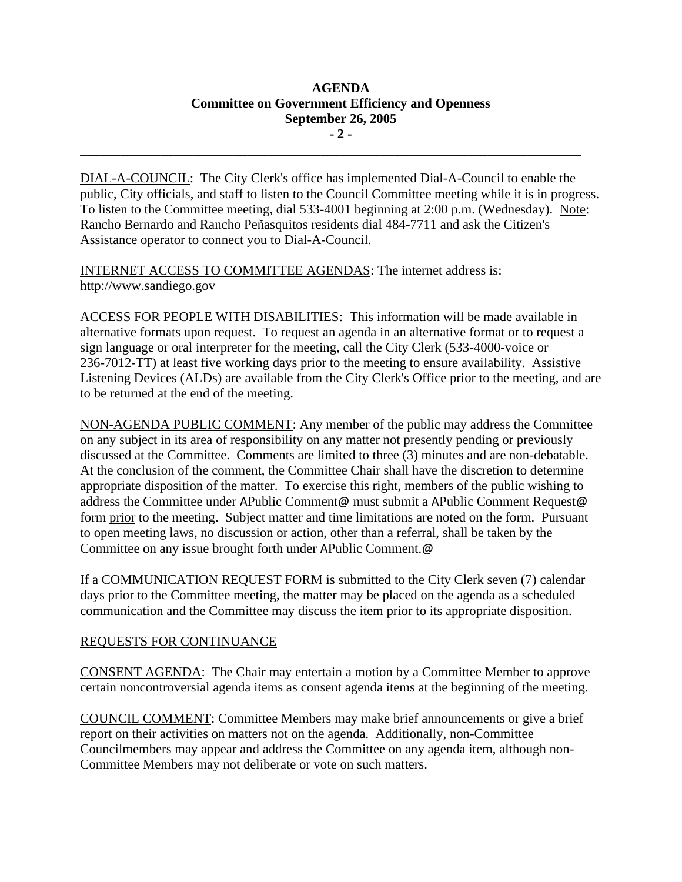DIAL-A-COUNCIL: The City Clerk's office has implemented Dial-A-Council to enable the public, City officials, and staff to listen to the Council Committee meeting while it is in progress. To listen to the Committee meeting, dial 533-4001 beginning at 2:00 p.m. (Wednesday). Note: Rancho Bernardo and Rancho Peñasquitos residents dial 484-7711 and ask the Citizen's Assistance operator to connect you to Dial-A-Council.

INTERNET ACCESS TO COMMITTEE AGENDAS: The internet address is: http://www.sandiego.gov

ACCESS FOR PEOPLE WITH DISABILITIES: This information will be made available in alternative formats upon request. To request an agenda in an alternative format or to request a sign language or oral interpreter for the meeting, call the City Clerk (533-4000-voice or 236-7012-TT) at least five working days prior to the meeting to ensure availability. Assistive Listening Devices (ALDs) are available from the City Clerk's Office prior to the meeting, and are to be returned at the end of the meeting.

NON-AGENDA PUBLIC COMMENT: Any member of the public may address the Committee on any subject in its area of responsibility on any matter not presently pending or previously discussed at the Committee. Comments are limited to three (3) minutes and are non-debatable. At the conclusion of the comment, the Committee Chair shall have the discretion to determine appropriate disposition of the matter. To exercise this right, members of the public wishing to address the Committee under APublic Comment@ must submit a APublic Comment Request@ form prior to the meeting. Subject matter and time limitations are noted on the form. Pursuant to open meeting laws, no discussion or action, other than a referral, shall be taken by the Committee on any issue brought forth under APublic Comment.@

If a COMMUNICATION REQUEST FORM is submitted to the City Clerk seven (7) calendar days prior to the Committee meeting, the matter may be placed on the agenda as a scheduled communication and the Committee may discuss the item prior to its appropriate disposition.

REQUESTS FOR CONTINUANCE

CONSENT AGENDA: The Chair may entertain a motion by a Committee Member to approve certain noncontroversial agenda items as consent agenda items at the beginning of the meeting.

COUNCIL COMMENT: Committee Members may make brief announcements or give a brief report on their activities on matters not on the agenda. Additionally, non-Committee Councilmembers may appear and address the Committee on any agenda item, although non-Committee Members may not deliberate or vote on such matters.